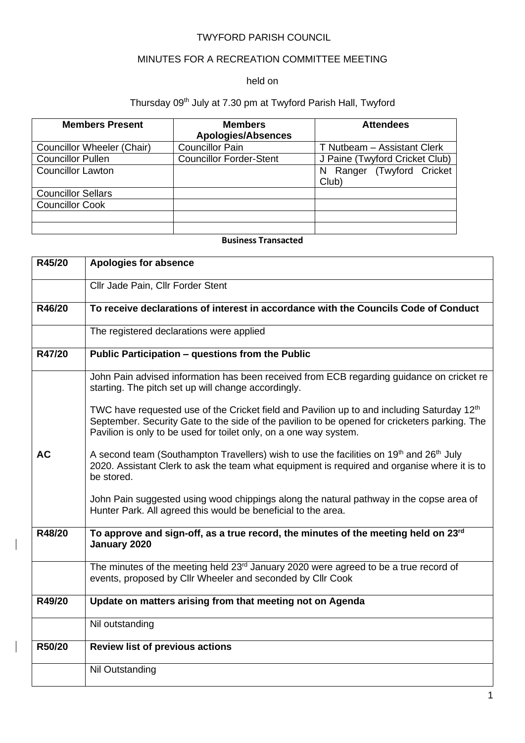TWYFORD PARISH COUNCIL

MINUTES FOR A RECREATION COMMITTEE MEETING

held on

Thursday 09th July at 7.30 pm at Twyford Parish Hall, Twyford

| Members Present | Members Apologies/Absences | Attendees |
|---|---|---|
| Councillor Wheeler (Chair) | Councillor Pain | T Nutbeam – Assistant Clerk |
| Councillor Pullen | Councillor Forder-Stent | J Paine (Twyford Cricket Club) |
| Councillor Lawton | | N Ranger (Twyford Cricket Club) |
| Councillor Sellars | | |
| Councillor Cook | | |
| | | |
| | | |

**Business Transacted**

| | |
|---|---|
| **R45/20** | **Apologies for absence** |
| | Cllr Jade Pain, Cllr Forder Stent |
| **R46/20** | **To receive declarations of interest in accordance with the Councils Code of Conduct** |
| | The registered declarations were applied |
| **R47/20** | **Public Participation – questions from the Public** |
| **AC** | John Pain advised information has been received from ECB regarding guidance on cricket re starting. The pitch set up will change accordingly.<br><br>TWC have requested use of the Cricket field and Pavilion up to and including Saturday 12th September. Security Gate to the side of the pavilion to be opened for cricketers parking. The Pavilion is only to be used for toilet only, on a one way system.<br><br>A second team (Southampton Travellers) wish to use the facilities on 19th and 26th July 2020. Assistant Clerk to ask the team what equipment is required and organise where it is to be stored.<br><br>John Pain suggested using wood chippings along the natural pathway in the copse area of Hunter Park. All agreed this would be beneficial to the area. |
| **R48/20** | **To approve and sign-off, as a true record, the minutes of the meeting held on 23rd January 2020** |
| | The minutes of the meeting held 23rd January 2020 were agreed to be a true record of events, proposed by Cllr Wheeler and seconded by Cllr Cook |
| **R49/20** | **Update on matters arising from that meeting not on Agenda** |
| | Nil outstanding |
| **R50/20** | **Review list of previous actions** |
| | Nil Outstanding |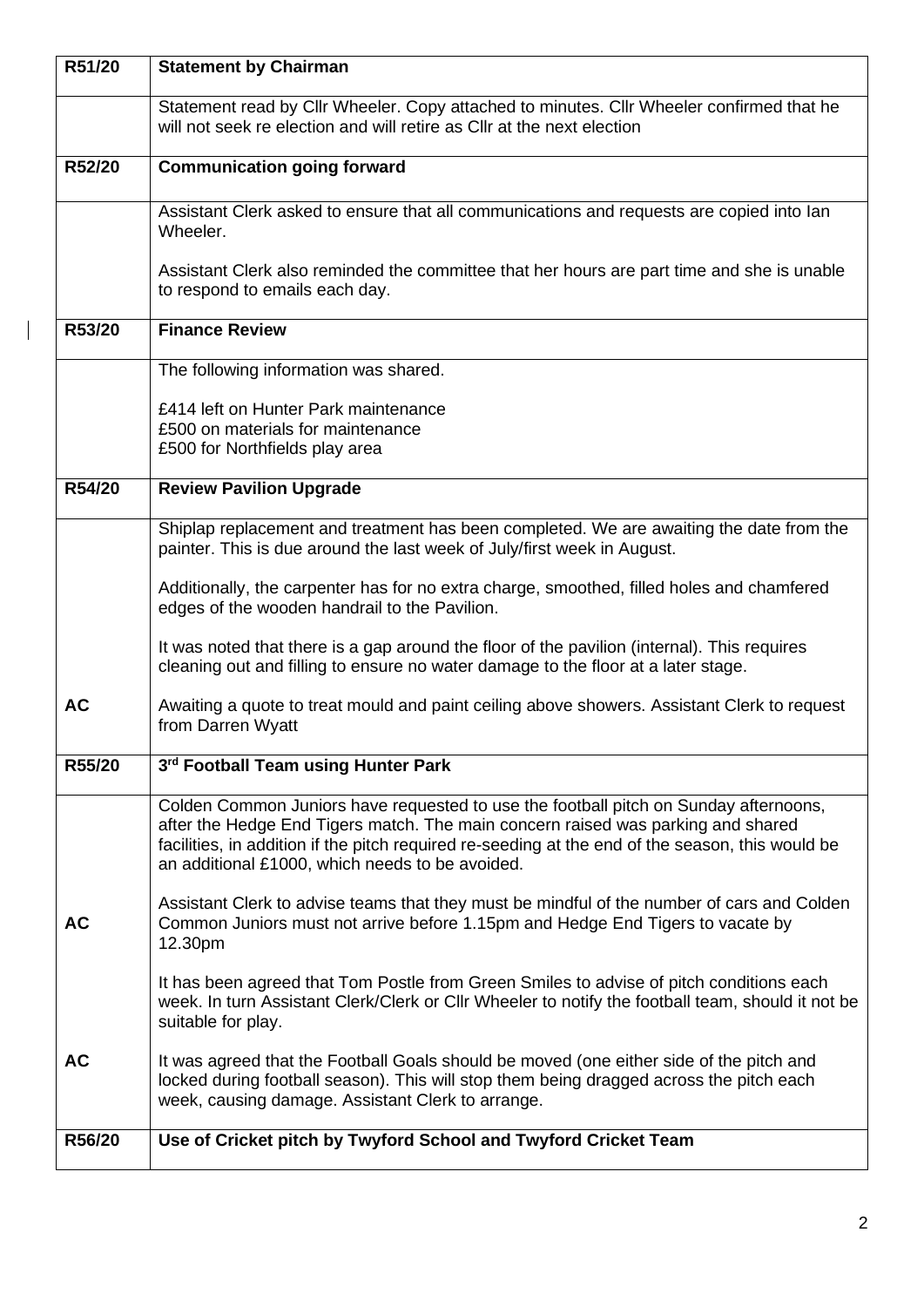| | |
|---|---|
| **R51/20** | **Statement by Chairman** |
| | Statement read by Cllr Wheeler. Copy attached to minutes. Cllr Wheeler confirmed that he will not seek re election and will retire as Cllr at the next election |
| **R52/20** | **Communication going forward** |
| | Assistant Clerk asked to ensure that all communications and requests are copied into Ian Wheeler.<br><br>Assistant Clerk also reminded the committee that her hours are part time and she is unable to respond to emails each day. |
| **R53/20** | **Finance Review** |
| | The following information was shared.<br><br>£414 left on Hunter Park maintenance<br>£500 on materials for maintenance<br>£500 for Northfields play area |
| **R54/20** | **Review Pavilion Upgrade** |
| | Shiplap replacement and treatment has been completed. We are awaiting the date from the painter. This is due around the last week of July/first week in August.<br><br>Additionally, the carpenter has for no extra charge, smoothed, filled holes and chamfered edges of the wooden handrail to the Pavilion.<br><br>It was noted that there is a gap around the floor of the pavilion (internal). This requires cleaning out and filling to ensure no water damage to the floor at a later stage. |
| **AC** | Awaiting a quote to treat mould and paint ceiling above showers. Assistant Clerk to request from Darren Wyatt |
| **R55/20** | **3rd Football Team using Hunter Park** |
| | Colden Common Juniors have requested to use the football pitch on Sunday afternoons, after the Hedge End Tigers match. The main concern raised was parking and shared facilities, in addition if the pitch required re-seeding at the end of the season, this would be an additional £1000, which needs to be avoided. |
| **AC** | Assistant Clerk to advise teams that they must be mindful of the number of cars and Colden Common Juniors must not arrive before 1.15pm and Hedge End Tigers to vacate by 12.30pm<br><br>It has been agreed that Tom Postle from Green Smiles to advise of pitch conditions each week. In turn Assistant Clerk/Clerk or Cllr Wheeler to notify the football team, should it not be suitable for play. |
| **AC** | It was agreed that the Football Goals should be moved (one either side of the pitch and locked during football season). This will stop them being dragged across the pitch each week, causing damage. Assistant Clerk to arrange. |
| **R56/20** | **Use of Cricket pitch by Twyford School and Twyford Cricket Team** |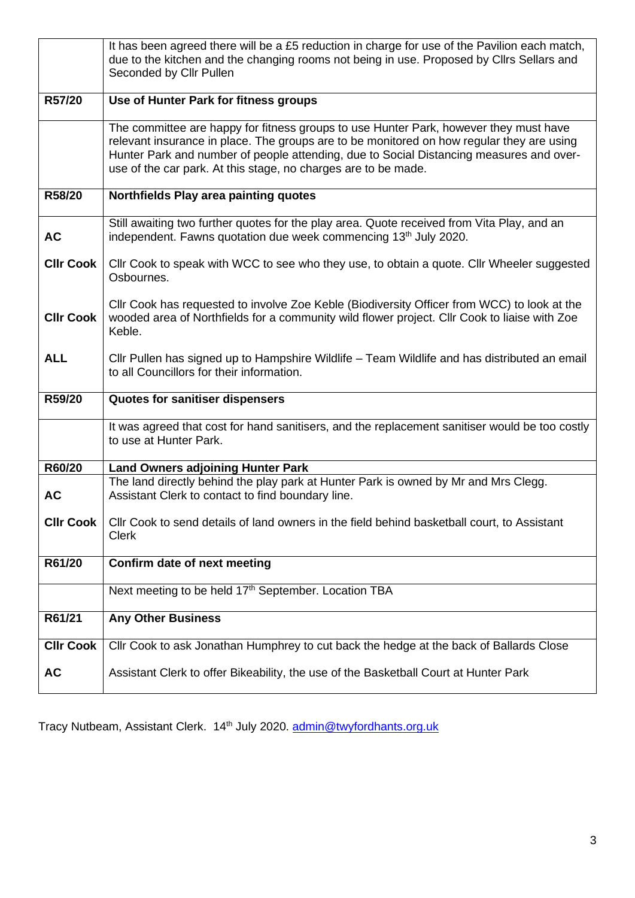| | |
|---|---|
| | It has been agreed there will be a £5 reduction in charge for use of the Pavilion each match, due to the kitchen and the changing rooms not being in use. Proposed by Cllrs Sellars and Seconded by Cllr Pullen |
| **R57/20** | **Use of Hunter Park for fitness groups** |
| | The committee are happy for fitness groups to use Hunter Park, however they must have relevant insurance in place. The groups are to be monitored on how regular they are using Hunter Park and number of people attending, due to Social Distancing measures and over-use of the car park. At this stage, no charges are to be made. |
| **R58/20** | **Northfields Play area painting quotes** |
| **AC** | Still awaiting two further quotes for the play area. Quote received from Vita Play, and an independent. Fawns quotation due week commencing 13th July 2020. |
| **Cllr Cook** | Cllr Cook to speak with WCC to see who they use, to obtain a quote. Cllr Wheeler suggested Osbournes. |
| **Cllr Cook** | Cllr Cook has requested to involve Zoe Keble (Biodiversity Officer from WCC) to look at the wooded area of Northfields for a community wild flower project. Cllr Cook to liaise with Zoe Keble. |
| **ALL** | Cllr Pullen has signed up to Hampshire Wildlife – Team Wildlife and has distributed an email to all Councillors for their information. |
| **R59/20** | **Quotes for sanitiser dispensers** |
| | It was agreed that cost for hand sanitisers, and the replacement sanitiser would be too costly to use at Hunter Park. |
| **R60/20** | **Land Owners adjoining Hunter Park** |
| **AC** | The land directly behind the play park at Hunter Park is owned by Mr and Mrs Clegg. Assistant Clerk to contact to find boundary line. |
| **Cllr Cook** | Cllr Cook to send details of land owners in the field behind basketball court, to Assistant Clerk |
| **R61/20** | **Confirm date of next meeting** |
| | Next meeting to be held 17th September. Location TBA |
| **R61/21** | **Any Other Business** |
| **Cllr Cook** | Cllr Cook to ask Jonathan Humphrey to cut back the hedge at the back of Ballards Close |
| **AC** | Assistant Clerk to offer Bikeability, the use of the Basketball Court at Hunter Park |

Tracy Nutbeam, Assistant Clerk. 14th July 2020. admin@twyfordhants.org.uk